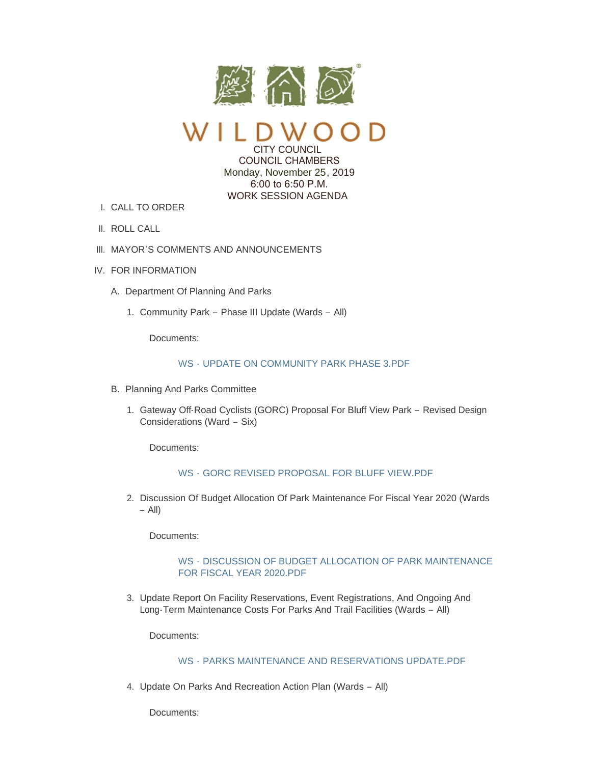# WILDWOOD

CITY COUNCIL
COUNCIL CHAMBERS
Monday, November 25, 2019
6:00 to 6:50 P.M.
WORK SESSION AGENDA

I. CALL TO ORDER

II. ROLL CALL

III. MAYOR'S COMMENTS AND ANNOUNCEMENTS

IV. FOR INFORMATION

A. Department Of Planning And Parks

1. Community Park – Phase III Update (Wards – All)

Documents:

WS - UPDATE ON COMMUNITY PARK PHASE 3.PDF

B. Planning And Parks Committee

1. Gateway Off-Road Cyclists (GORC) Proposal For Bluff View Park – Revised Design Considerations (Ward – Six)

Documents:

WS - GORC REVISED PROPOSAL FOR BLUFF VIEW.PDF

2. Discussion Of Budget Allocation Of Park Maintenance For Fiscal Year 2020 (Wards – All)

Documents:

WS - DISCUSSION OF BUDGET ALLOCATION OF PARK MAINTENANCE FOR FISCAL YEAR 2020.PDF

3. Update Report On Facility Reservations, Event Registrations, And Ongoing And Long-Term Maintenance Costs For Parks And Trail Facilities (Wards – All)

Documents:

WS - PARKS MAINTENANCE AND RESERVATIONS UPDATE.PDF

4. Update On Parks And Recreation Action Plan (Wards – All)

Documents: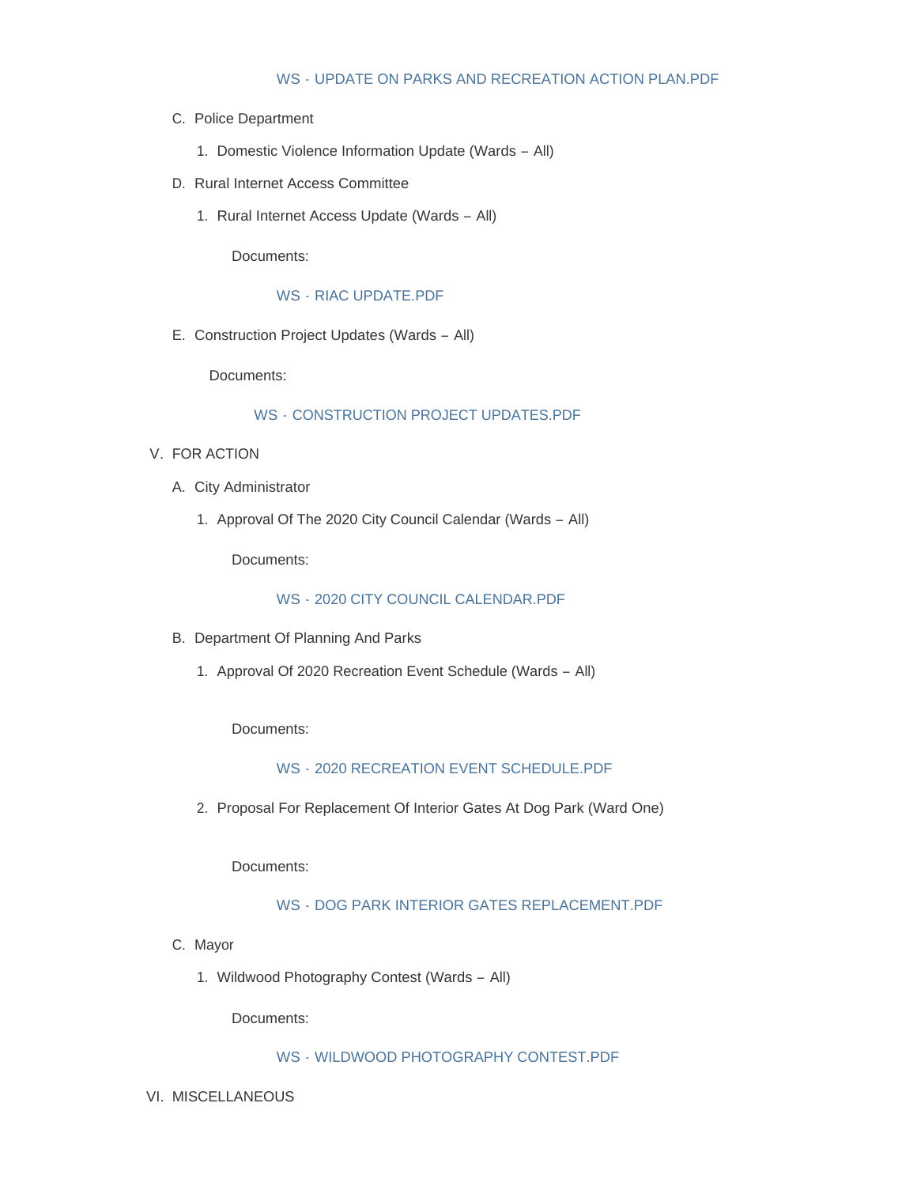WS - UPDATE ON PARKS AND RECREATION ACTION PLAN.PDF

C. Police Department

1. Domestic Violence Information Update (Wards – All)

D. Rural Internet Access Committee

1. Rural Internet Access Update (Wards – All)

Documents:

WS - RIAC UPDATE.PDF

E. Construction Project Updates (Wards – All)

Documents:

WS - CONSTRUCTION PROJECT UPDATES.PDF

V. FOR ACTION

A. City Administrator

1. Approval Of The 2020 City Council Calendar (Wards – All)

Documents:

WS - 2020 CITY COUNCIL CALENDAR.PDF

B. Department Of Planning And Parks

1. Approval Of 2020 Recreation Event Schedule (Wards – All)

Documents:

WS - 2020 RECREATION EVENT SCHEDULE.PDF

2. Proposal For Replacement Of Interior Gates At Dog Park (Ward One)

Documents:

WS - DOG PARK INTERIOR GATES REPLACEMENT.PDF

C. Mayor

1. Wildwood Photography Contest (Wards – All)

Documents:

WS - WILDWOOD PHOTOGRAPHY CONTEST.PDF

VI. MISCELLANEOUS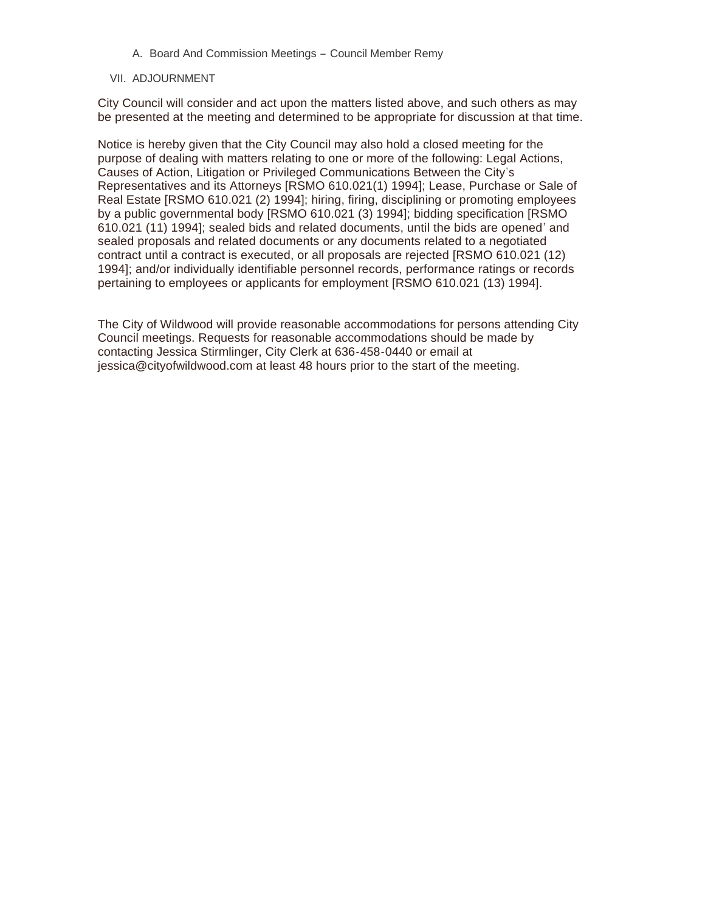A. Board And Commission Meetings – Council Member Remy

VII. ADJOURNMENT

City Council will consider and act upon the matters listed above, and such others as may be presented at the meeting and determined to be appropriate for discussion at that time.

Notice is hereby given that the City Council may also hold a closed meeting for the purpose of dealing with matters relating to one or more of the following: Legal Actions, Causes of Action, Litigation or Privileged Communications Between the City's Representatives and its Attorneys [RSMO 610.021(1) 1994]; Lease, Purchase or Sale of Real Estate [RSMO 610.021 (2) 1994]; hiring, firing, disciplining or promoting employees by a public governmental body [RSMO 610.021 (3) 1994]; bidding specification [RSMO 610.021 (11) 1994]; sealed bids and related documents, until the bids are opened' and sealed proposals and related documents or any documents related to a negotiated contract until a contract is executed, or all proposals are rejected [RSMO 610.021 (12) 1994]; and/or individually identifiable personnel records, performance ratings or records pertaining to employees or applicants for employment [RSMO 610.021 (13) 1994].

The City of Wildwood will provide reasonable accommodations for persons attending City Council meetings. Requests for reasonable accommodations should be made by contacting Jessica Stirmlinger, City Clerk at 636-458-0440 or email at jessica@cityofwildwood.com at least 48 hours prior to the start of the meeting.